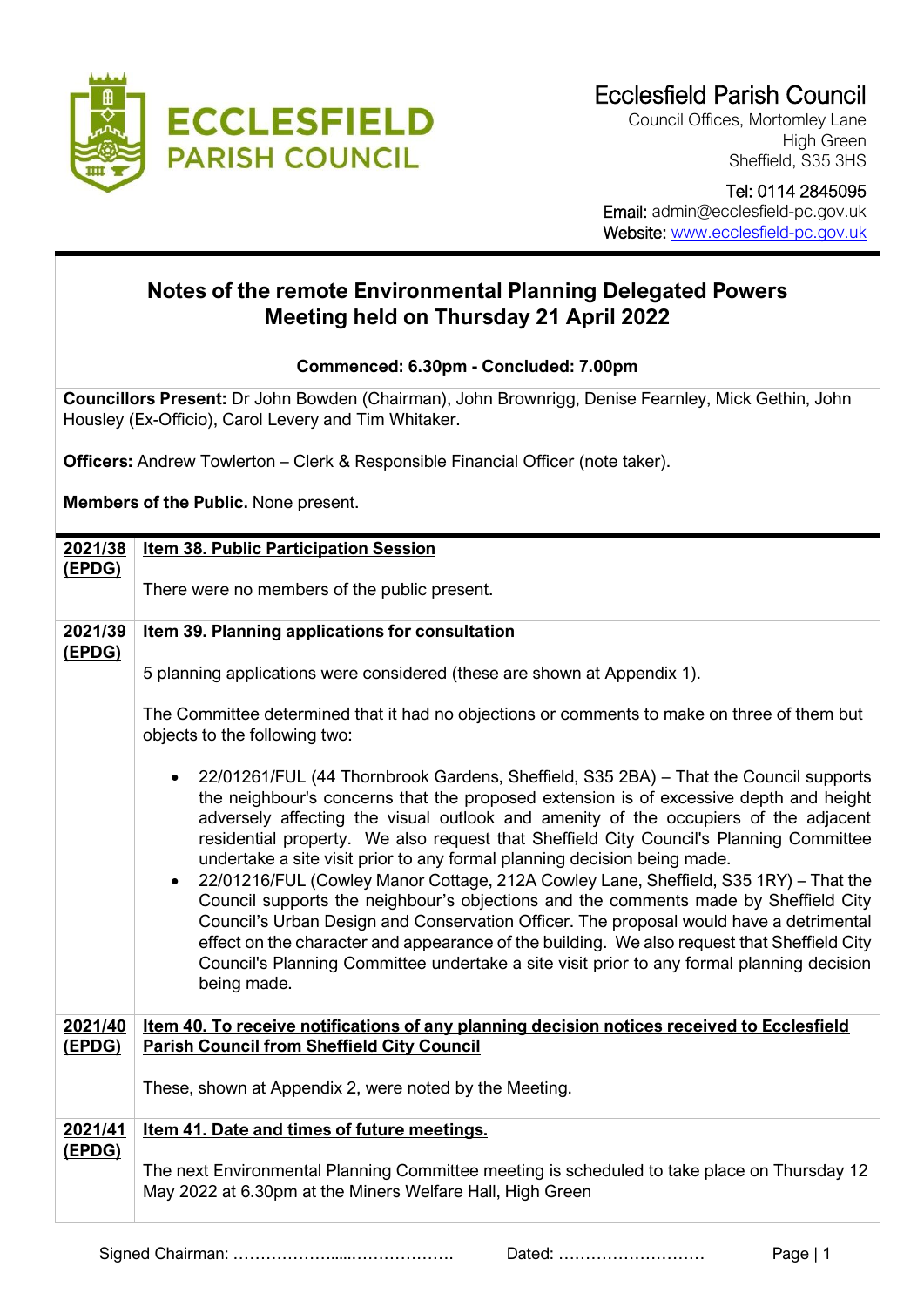# Ecclesfield Parish Council

Council Offices, Mortomley Lane
High Green
Sheffield, S35 3HS

Tel: 0114 2845095
Email: admin@ecclesfield-pc.gov.uk
Website: www.ecclesfield-pc.gov.uk

## Notes of the remote Environmental Planning Delegated Powers Meeting held on Thursday 21 April 2022

**Commenced: 6.30pm - Concluded: 7.00pm**

**Councillors Present:** Dr John Bowden (Chairman), John Brownrigg, Denise Fearnley, Mick Gethin, John Housley (Ex-Officio), Carol Levery and Tim Whitaker.

**Officers:** Andrew Towlerton – Clerk & Responsible Financial Officer (note taker).

**Members of the Public.** None present.

**2021/38 (EPDG)** **Item 38. Public Participation Session**

There were no members of the public present.

**2021/39 (EPDG)** **Item 39. Planning applications for consultation**

5 planning applications were considered (these are shown at Appendix 1).

The Committee determined that it had no objections or comments to make on three of them but objects to the following two:

- 22/01261/FUL (44 Thornbrook Gardens, Sheffield, S35 2BA) – That the Council supports the neighbour's concerns that the proposed extension is of excessive depth and height adversely affecting the visual outlook and amenity of the occupiers of the adjacent residential property. We also request that Sheffield City Council's Planning Committee undertake a site visit prior to any formal planning decision being made.
- 22/01216/FUL (Cowley Manor Cottage, 212A Cowley Lane, Sheffield, S35 1RY) – That the Council supports the neighbour's objections and the comments made by Sheffield City Council's Urban Design and Conservation Officer. The proposal would have a detrimental effect on the character and appearance of the building. We also request that Sheffield City Council's Planning Committee undertake a site visit prior to any formal planning decision being made.

**2021/40 (EPDG)** **Item 40. To receive notifications of any planning decision notices received to Ecclesfield Parish Council from Sheffield City Council**

These, shown at Appendix 2, were noted by the Meeting.

**2021/41 (EPDG)** **Item 41. Date and times of future meetings.**

The next Environmental Planning Committee meeting is scheduled to take place on Thursday 12 May 2022 at 6.30pm at the Miners Welfare Hall, High Green

Signed Chairman: ………………….....………………  Dated: ………………………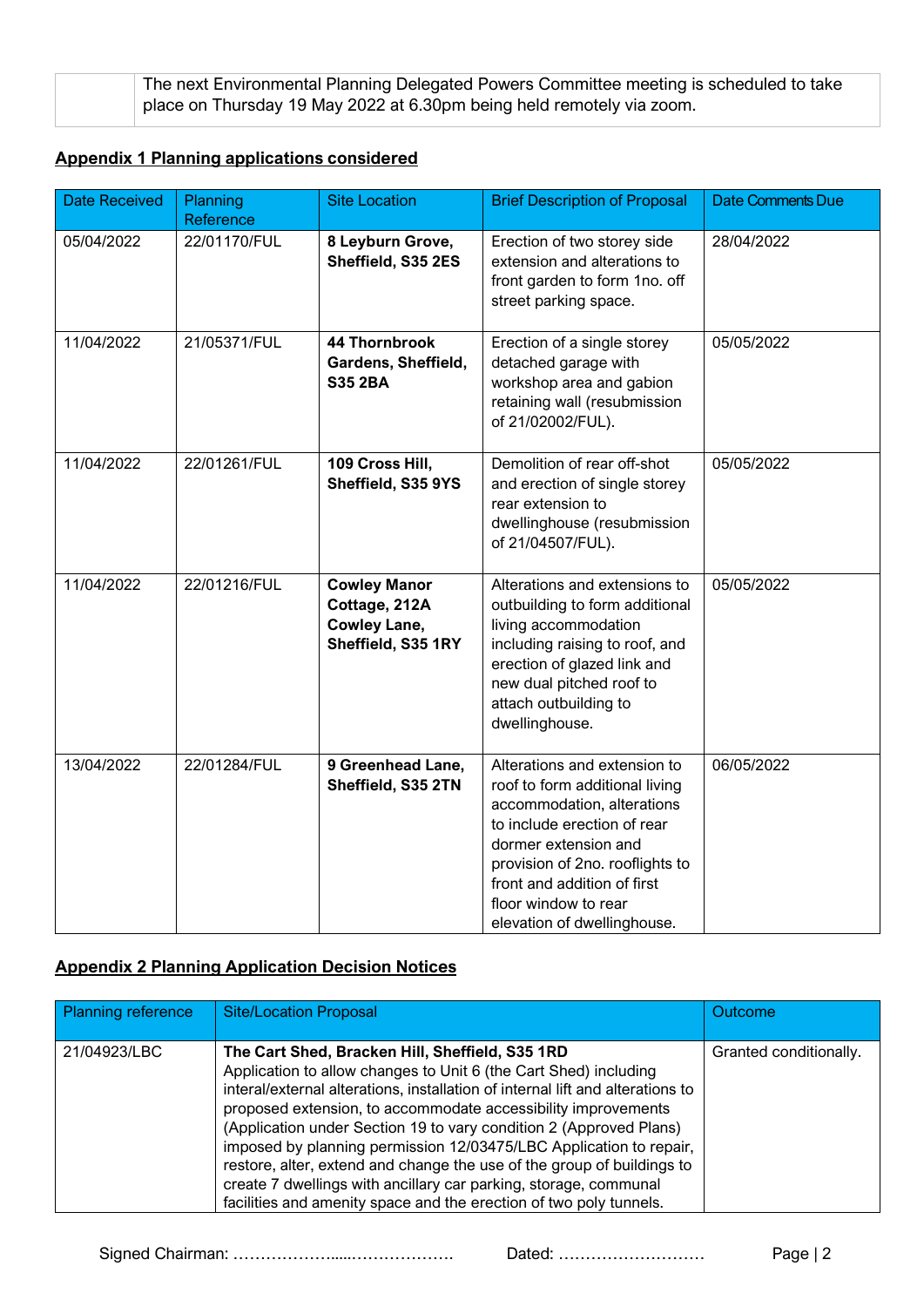| | The next Environmental Planning Delegated Powers Committee meeting is scheduled to take place on Thursday 19 May 2022 at 6.30pm being held remotely via zoom. |
|---|---|

## Appendix 1 Planning applications considered

| Date Received | Planning Reference | Site Location | Brief Description of Proposal | Date Comments Due |
|---|---|---|---|---|
| 05/04/2022 | 22/01170/FUL | **8 Leyburn Grove, Sheffield, S35 2ES** | Erection of two storey side extension and alterations to front garden to form 1no. off street parking space. | 28/04/2022 |
| 11/04/2022 | 21/05371/FUL | **44 Thornbrook Gardens, Sheffield, S35 2BA** | Erection of a single storey detached garage with workshop area and gabion retaining wall (resubmission of 21/02002/FUL). | 05/05/2022 |
| 11/04/2022 | 22/01261/FUL | **109 Cross Hill, Sheffield, S35 9YS** | Demolition of rear off-shot and erection of single storey rear extension to dwellinghouse (resubmission of 21/04507/FUL). | 05/05/2022 |
| 11/04/2022 | 22/01216/FUL | **Cowley Manor Cottage, 212A Cowley Lane, Sheffield, S35 1RY** | Alterations and extensions to outbuilding to form additional living accommodation including raising to roof, and erection of glazed link and new dual pitched roof to attach outbuilding to dwellinghouse. | 05/05/2022 |
| 13/04/2022 | 22/01284/FUL | **9 Greenhead Lane, Sheffield, S35 2TN** | Alterations and extension to roof to form additional living accommodation, alterations to include erection of rear dormer extension and provision of 2no. rooflights to front and addition of first floor window to rear elevation of dwellinghouse. | 06/05/2022 |

## Appendix 2 Planning Application Decision Notices

| Planning reference | Site/Location Proposal | Outcome |
|---|---|---|
| 21/04923/LBC | **The Cart Shed, Bracken Hill, Sheffield, S35 1RD** Application to allow changes to Unit 6 (the Cart Shed) including interal/external alterations, installation of internal lift and alterations to proposed extension, to accommodate accessibility improvements (Application under Section 19 to vary condition 2 (Approved Plans) imposed by planning permission 12/03475/LBC Application to repair, restore, alter, extend and change the use of the group of buildings to create 7 dwellings with ancillary car parking, storage, communal facilities and amenity space and the erection of two poly tunnels. | Granted conditionally. |

Signed Chairman: ……………….....………………. Dated: ………………………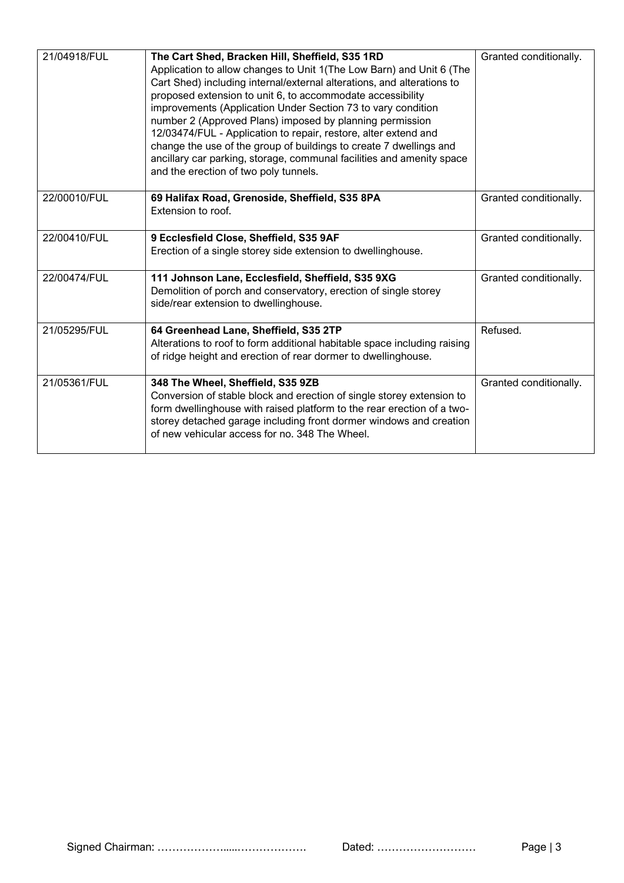| | | |
|---|---|---|
| 21/04918/FUL | **The Cart Shed, Bracken Hill, Sheffield, S35 1RD** Application to allow changes to Unit 1(The Low Barn) and Unit 6 (The Cart Shed) including internal/external alterations, and alterations to proposed extension to unit 6, to accommodate accessibility improvements (Application Under Section 73 to vary condition number 2 (Approved Plans) imposed by planning permission 12/03474/FUL - Application to repair, restore, alter extend and change the use of the group of buildings to create 7 dwellings and ancillary car parking, storage, communal facilities and amenity space and the erection of two poly tunnels. | Granted conditionally. |
| 22/00010/FUL | **69 Halifax Road, Grenoside, Sheffield, S35 8PA** Extension to roof. | Granted conditionally. |
| 22/00410/FUL | **9 Ecclesfield Close, Sheffield, S35 9AF** Erection of a single storey side extension to dwellinghouse. | Granted conditionally. |
| 22/00474/FUL | **111 Johnson Lane, Ecclesfield, Sheffield, S35 9XG** Demolition of porch and conservatory, erection of single storey side/rear extension to dwellinghouse. | Granted conditionally. |
| 21/05295/FUL | **64 Greenhead Lane, Sheffield, S35 2TP** Alterations to roof to form additional habitable space including raising of ridge height and erection of rear dormer to dwellinghouse. | Refused. |
| 21/05361/FUL | **348 The Wheel, Sheffield, S35 9ZB** Conversion of stable block and erection of single storey extension to form dwellinghouse with raised platform to the rear erection of a two-storey detached garage including front dormer windows and creation of new vehicular access for no. 348 The Wheel. | Granted conditionally. |

Signed Chairman: ………………….....………………. Dated: ………………………